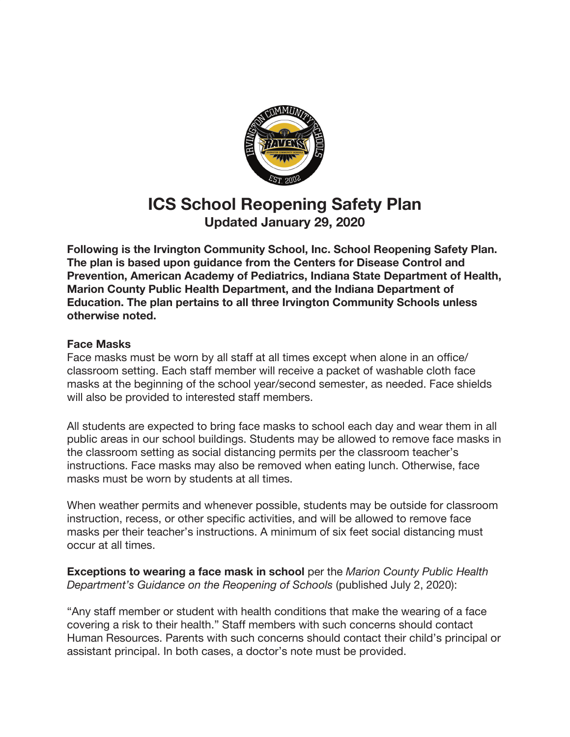# ICS School Reopening Safety Plan

## Updated January 29, 2020

**Following is the Irvington Community School, Inc. School Reopening Safety Plan. The plan is based upon guidance from the Centers for Disease Control and Prevention, American Academy of Pediatrics, Indiana State Department of Health, Marion County Public Health Department, and the Indiana Department of Education. The plan pertains to all three Irvington Community Schools unless otherwise noted.**

### Face Masks

Face masks must be worn by all staff at all times except when alone in an office/classroom setting. Each staff member will receive a packet of washable cloth face masks at the beginning of the school year/second semester, as needed. Face shields will also be provided to interested staff members.

All students are expected to bring face masks to school each day and wear them in all public areas in our school buildings. Students may be allowed to remove face masks in the classroom setting as social distancing permits per the classroom teacher's instructions. Face masks may also be removed when eating lunch. Otherwise, face masks must be worn by students at all times.

When weather permits and whenever possible, students may be outside for classroom instruction, recess, or other specific activities, and will be allowed to remove face masks per their teacher's instructions. A minimum of six feet social distancing must occur at all times.

**Exceptions to wearing a face mask in school** per the *Marion County Public Health Department's Guidance on the Reopening of Schools* (published July 2, 2020):

"Any staff member or student with health conditions that make the wearing of a face covering a risk to their health." Staff members with such concerns should contact Human Resources. Parents with such concerns should contact their child's principal or assistant principal. In both cases, a doctor's note must be provided.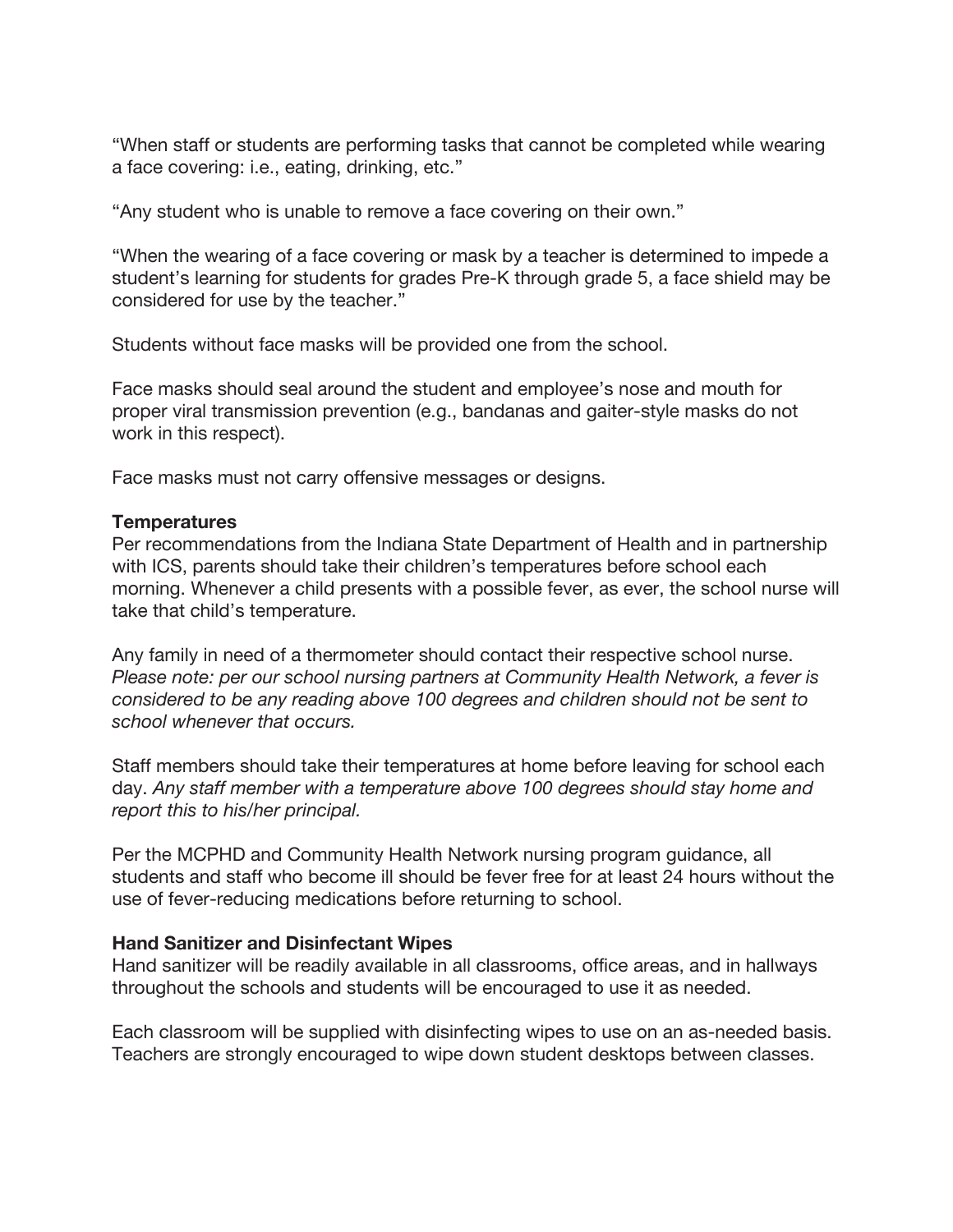"When staff or students are performing tasks that cannot be completed while wearing a face covering: i.e., eating, drinking, etc."

"Any student who is unable to remove a face covering on their own."

"When the wearing of a face covering or mask by a teacher is determined to impede a student's learning for students for grades Pre-K through grade 5, a face shield may be considered for use by the teacher."

Students without face masks will be provided one from the school.

Face masks should seal around the student and employee's nose and mouth for proper viral transmission prevention (e.g., bandanas and gaiter-style masks do not work in this respect).

Face masks must not carry offensive messages or designs.

**Temperatures**

Per recommendations from the Indiana State Department of Health and in partnership with ICS, parents should take their children's temperatures before school each morning. Whenever a child presents with a possible fever, as ever, the school nurse will take that child's temperature.

Any family in need of a thermometer should contact their respective school nurse. *Please note: per our school nursing partners at Community Health Network, a fever is considered to be any reading above 100 degrees and children should not be sent to school whenever that occurs.*

Staff members should take their temperatures at home before leaving for school each day. *Any staff member with a temperature above 100 degrees should stay home and report this to his/her principal.*

Per the MCPHD and Community Health Network nursing program guidance, all students and staff who become ill should be fever free for at least 24 hours without the use of fever-reducing medications before returning to school.

**Hand Sanitizer and Disinfectant Wipes**

Hand sanitizer will be readily available in all classrooms, office areas, and in hallways throughout the schools and students will be encouraged to use it as needed.

Each classroom will be supplied with disinfecting wipes to use on an as-needed basis. Teachers are strongly encouraged to wipe down student desktops between classes.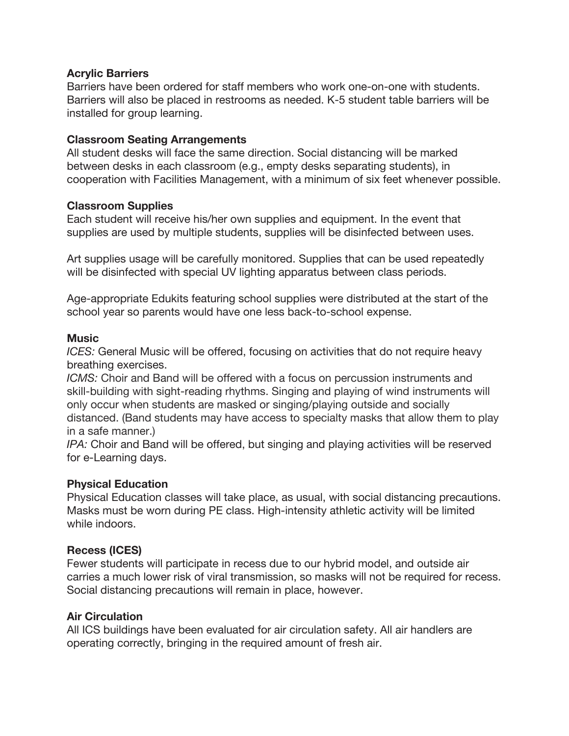**Acrylic Barriers**
Barriers have been ordered for staff members who work one-on-one with students. Barriers will also be placed in restrooms as needed. K-5 student table barriers will be installed for group learning.

**Classroom Seating Arrangements**
All student desks will face the same direction. Social distancing will be marked between desks in each classroom (e.g., empty desks separating students), in cooperation with Facilities Management, with a minimum of six feet whenever possible.

**Classroom Supplies**
Each student will receive his/her own supplies and equipment. In the event that supplies are used by multiple students, supplies will be disinfected between uses.

Art supplies usage will be carefully monitored. Supplies that can be used repeatedly will be disinfected with special UV lighting apparatus between class periods.

Age-appropriate Edukits featuring school supplies were distributed at the start of the school year so parents would have one less back-to-school expense.

**Music**
*ICES:* General Music will be offered, focusing on activities that do not require heavy breathing exercises.
*ICMS:* Choir and Band will be offered with a focus on percussion instruments and skill-building with sight-reading rhythms. Singing and playing of wind instruments will only occur when students are masked or singing/playing outside and socially distanced. (Band students may have access to specialty masks that allow them to play in a safe manner.)
*IPA:* Choir and Band will be offered, but singing and playing activities will be reserved for e-Learning days.

**Physical Education**
Physical Education classes will take place, as usual, with social distancing precautions. Masks must be worn during PE class. High-intensity athletic activity will be limited while indoors.

**Recess (ICES)**
Fewer students will participate in recess due to our hybrid model, and outside air carries a much lower risk of viral transmission, so masks will not be required for recess. Social distancing precautions will remain in place, however.

**Air Circulation**
All ICS buildings have been evaluated for air circulation safety. All air handlers are operating correctly, bringing in the required amount of fresh air.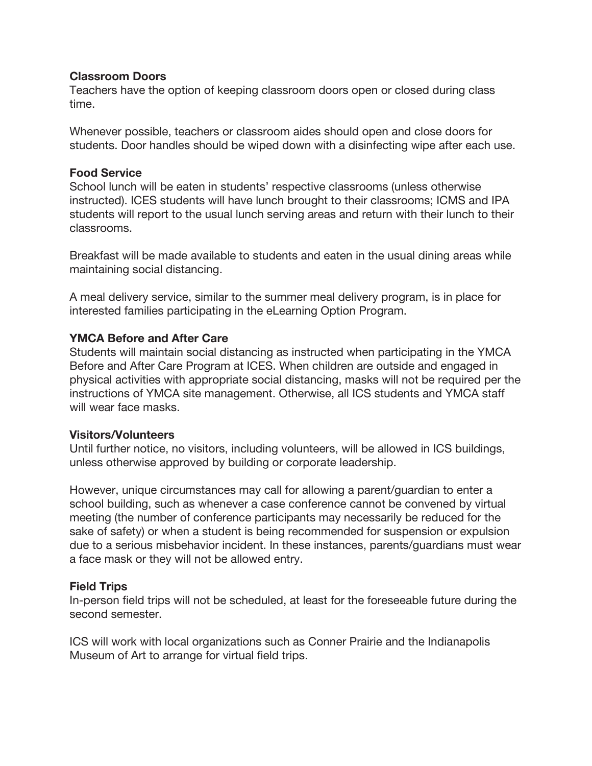**Classroom Doors**
Teachers have the option of keeping classroom doors open or closed during class time.

Whenever possible, teachers or classroom aides should open and close doors for students. Door handles should be wiped down with a disinfecting wipe after each use.

**Food Service**
School lunch will be eaten in students' respective classrooms (unless otherwise instructed). ICES students will have lunch brought to their classrooms; ICMS and IPA students will report to the usual lunch serving areas and return with their lunch to their classrooms.

Breakfast will be made available to students and eaten in the usual dining areas while maintaining social distancing.

A meal delivery service, similar to the summer meal delivery program, is in place for interested families participating in the eLearning Option Program.

**YMCA Before and After Care**
Students will maintain social distancing as instructed when participating in the YMCA Before and After Care Program at ICES. When children are outside and engaged in physical activities with appropriate social distancing, masks will not be required per the instructions of YMCA site management. Otherwise, all ICS students and YMCA staff will wear face masks.

**Visitors/Volunteers**
Until further notice, no visitors, including volunteers, will be allowed in ICS buildings, unless otherwise approved by building or corporate leadership.

However, unique circumstances may call for allowing a parent/guardian to enter a school building, such as whenever a case conference cannot be convened by virtual meeting (the number of conference participants may necessarily be reduced for the sake of safety) or when a student is being recommended for suspension or expulsion due to a serious misbehavior incident. In these instances, parents/guardians must wear a face mask or they will not be allowed entry.

**Field Trips**
In-person field trips will not be scheduled, at least for the foreseeable future during the second semester.

ICS will work with local organizations such as Conner Prairie and the Indianapolis Museum of Art to arrange for virtual field trips.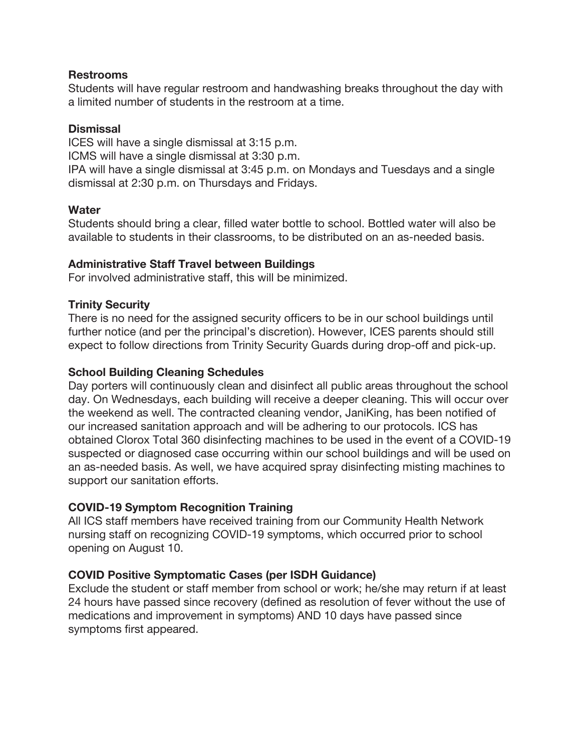**Restrooms**

Students will have regular restroom and handwashing breaks throughout the day with a limited number of students in the restroom at a time.

**Dismissal**

ICES will have a single dismissal at 3:15 p.m.
ICMS will have a single dismissal at 3:30 p.m.
IPA will have a single dismissal at 3:45 p.m. on Mondays and Tuesdays and a single dismissal at 2:30 p.m. on Thursdays and Fridays.

**Water**

Students should bring a clear, filled water bottle to school. Bottled water will also be available to students in their classrooms, to be distributed on an as-needed basis.

**Administrative Staff Travel between Buildings**

For involved administrative staff, this will be minimized.

**Trinity Security**

There is no need for the assigned security officers to be in our school buildings until further notice (and per the principal's discretion). However, ICES parents should still expect to follow directions from Trinity Security Guards during drop-off and pick-up.

**School Building Cleaning Schedules**

Day porters will continuously clean and disinfect all public areas throughout the school day. On Wednesdays, each building will receive a deeper cleaning. This will occur over the weekend as well. The contracted cleaning vendor, JaniKing, has been notified of our increased sanitation approach and will be adhering to our protocols. ICS has obtained Clorox Total 360 disinfecting machines to be used in the event of a COVID-19 suspected or diagnosed case occurring within our school buildings and will be used on an as-needed basis. As well, we have acquired spray disinfecting misting machines to support our sanitation efforts.

**COVID-19 Symptom Recognition Training**

All ICS staff members have received training from our Community Health Network nursing staff on recognizing COVID-19 symptoms, which occurred prior to school opening on August 10.

**COVID Positive Symptomatic Cases (per ISDH Guidance)**

Exclude the student or staff member from school or work; he/she may return if at least 24 hours have passed since recovery (defined as resolution of fever without the use of medications and improvement in symptoms) AND 10 days have passed since symptoms first appeared.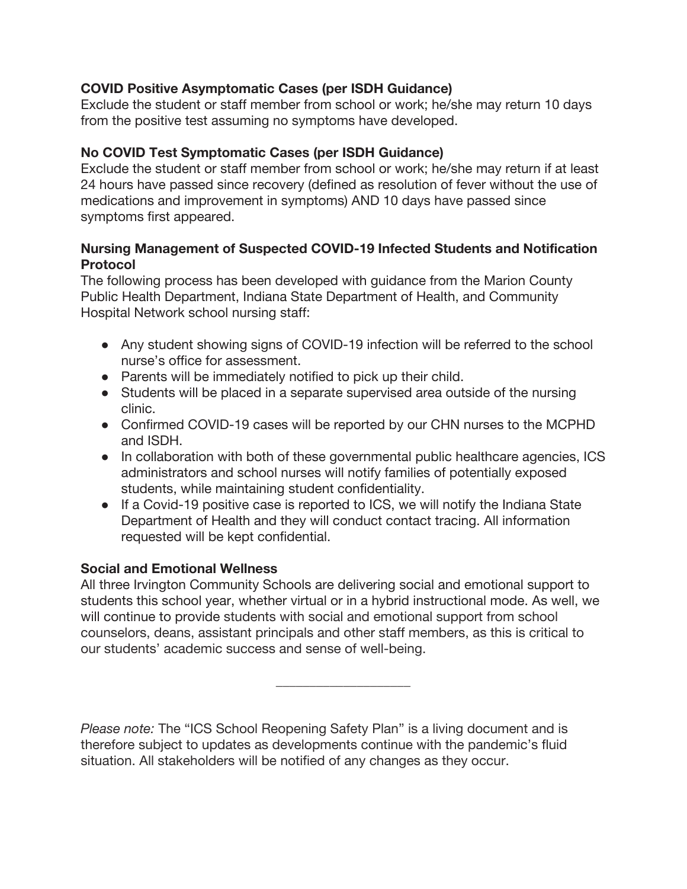**COVID Positive Asymptomatic Cases (per ISDH Guidance)**
Exclude the student or staff member from school or work; he/she may return 10 days from the positive test assuming no symptoms have developed.

**No COVID Test Symptomatic Cases (per ISDH Guidance)**
Exclude the student or staff member from school or work; he/she may return if at least 24 hours have passed since recovery (defined as resolution of fever without the use of medications and improvement in symptoms) AND 10 days have passed since symptoms first appeared.

**Nursing Management of Suspected COVID-19 Infected Students and Notification Protocol**
The following process has been developed with guidance from the Marion County Public Health Department, Indiana State Department of Health, and Community Hospital Network school nursing staff:

- Any student showing signs of COVID-19 infection will be referred to the school nurse's office for assessment.
- Parents will be immediately notified to pick up their child.
- Students will be placed in a separate supervised area outside of the nursing clinic.
- Confirmed COVID-19 cases will be reported by our CHN nurses to the MCPHD and ISDH.
- In collaboration with both of these governmental public healthcare agencies, ICS administrators and school nurses will notify families of potentially exposed students, while maintaining student confidentiality.
- If a Covid-19 positive case is reported to ICS, we will notify the Indiana State Department of Health and they will conduct contact tracing. All information requested will be kept confidential.

**Social and Emotional Wellness**
All three Irvington Community Schools are delivering social and emotional support to students this school year, whether virtual or in a hybrid instructional mode. As well, we will continue to provide students with social and emotional support from school counselors, deans, assistant principals and other staff members, as this is critical to our students' academic success and sense of well-being.

---

*Please note:* The "ICS School Reopening Safety Plan" is a living document and is therefore subject to updates as developments continue with the pandemic's fluid situation. All stakeholders will be notified of any changes as they occur.